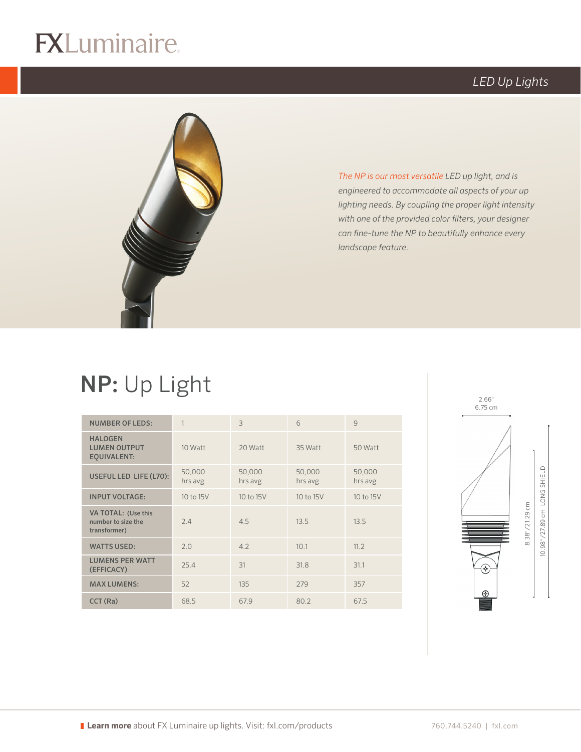# FXLuminaire

*LED Up Lights*

*The NP is our most versatile LED up light, and is engineered to accommodate all aspects of your up lighting needs. By coupling the proper light intensity with one of the provided color filters, your designer can fine-tune the NP to beautifully enhance every landscape feature.*

## **NP:** Up Light

| NUMBER OF LEDS: | 1 | 3 | 6 | 9 |
|---|---|---|---|---|
| HALOGEN LUMEN OUTPUT EQUIVALENT: | 10 Watt | 20 Watt | 35 Watt | 50 Watt |
| USEFUL LED LIFE (L70): | 50,000 hrs avg | 50,000 hrs avg | 50,000 hrs avg | 50,000 hrs avg |
| INPUT VOLTAGE: | 10 to 15V | 10 to 15V | 10 to 15V | 10 to 15V |
| VA TOTAL: (Use this number to size the transformer) | 2.4 | 4.5 | 13.5 | 13.5 |
| WATTS USED: | 2.0 | 4.2 | 10.1 | 11.2 |
| LUMENS PER WATT (EFFICACY) | 25.4 | 31 | 31.8 | 31.1 |
| MAX LUMENS: | 52 | 135 | 279 | 357 |
| CCT (Ra) | 68.5 | 67.9 | 80.2 | 67.5 |

2.66" 6.75 cm

8.38"/21.29 cm

10.98"/27.89 cm LONG SHIELD

**Learn more** about FX Luminaire up lights. Visit: fxl.com/products

760.744.5240 | fxl.com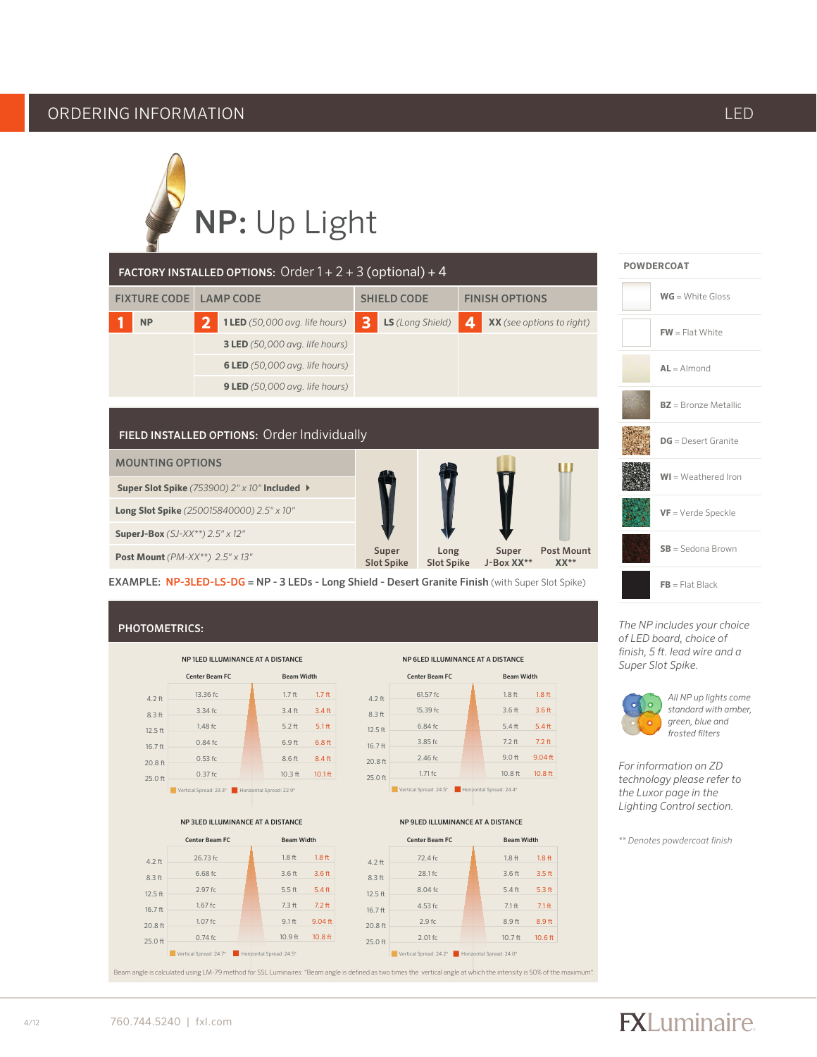## ORDERING INFORMATION

LED

# NP: Up Light

**FACTORY INSTALLED OPTIONS:** Order 1 + 2 + 3 (optional) + 4

| FIXTURE CODE | LAMP CODE | SHIELD CODE | FINISH OPTIONS |
|---|---|---|---|
| 1 **NP** | 2 **1 LED** *(50,000 avg. life hours)* | 3 **LS** *(Long Shield)* | 4 **XX** *(see options to right)* |
| | **3 LED** *(50,000 avg. life hours)* | | |
| | **6 LED** *(50,000 avg. life hours)* | | |
| | **9 LED** *(50,000 avg. life hours)* | | |

**FIELD INSTALLED OPTIONS:** Order Individually

| MOUNTING OPTIONS |
|---|
| **Super Slot Spike** *(753900) 2" x 10"* **Included** |
| **Long Slot Spike** *(250015840000) 2.5" x 10"* |
| **SuperJ-Box** *(SJ-XX**) 2.5" x 12"* |
| **Post Mount** *(PM-XX**) 2.5" x 13"* |

Super Slot Spike — Long Slot Spike — Super J-Box XX** — Post Mount XX**

**EXAMPLE:** **NP-3LED-LS-DG** = **NP - 3 LEDs - Long Shield - Desert Granite Finish** (with Super Slot Spike)

### POWDERCOAT

- **WG** = White Gloss
- **FW** = Flat White
- **AL** = Almond
- **BZ** = Bronze Metallic
- **DG** = Desert Granite
- **WI** = Weathered Iron
- **VF** = Verde Speckle
- **SB** = Sedona Brown
- **FB** = Flat Black

*The NP includes your choice of LED board, choice of finish, 5 ft. lead wire and a Super Slot Spike.*

*All NP up lights come standard with amber, green, blue and frosted filters*

*For information on ZD technology please refer to the Luxor page in the Lighting Control section.*

*** Denotes powdercoat finish*

### PHOTOMETRICS:

NP 1LED ILLUMINANCE AT A DISTANCE

Center Beam FC — Beam Width

4.2 ft: 13.36 fc — 1.7 ft, 1.7 ft
8.3 ft: 3.34 fc — 3.4 ft, 3.4 ft
12.5 ft: 1.48 fc — 5.2 ft, 5.1 ft
16.7 ft: 0.84 fc — 6.9 ft, 6.8 ft
20.8 ft: 0.53 fc — 8.6 ft, 8.4 ft
25.0 ft: 0.37 fc — 10.3 ft, 10.1 ft

Vertical Spread: 23.3° — Horizontal Spread: 22.9°

NP 6LED ILLUMINANCE AT A DISTANCE

Center Beam FC — Beam Width

4.2 ft: 61.57 fc — 1.8 ft, 1.8 ft
8.3 ft: 15.39 fc — 3.6 ft, 3.6 ft
12.5 ft: 6.84 fc — 5.4 ft, 5.4 ft
16.7 ft: 3.85 fc — 7.2 ft, 7.2 ft
20.8 ft: 2.46 fc — 9.0 ft, 9.04 ft
25.0 ft: 1.71 fc — 10.8 ft, 10.8 ft

Vertical Spread: 24.5° — Horizontal Spread: 24.4°

NP 3LED ILLUMINANCE AT A DISTANCE

Center Beam FC — Beam Width

4.2 ft: 26.73 fc — 1.8 ft, 1.8 ft
8.3 ft: 6.68 fc — 3.6 ft, 3.6 ft
12.5 ft: 2.97 fc — 5.5 ft, 5.4 ft
16.7 ft: 1.67 fc — 7.3 ft, 7.2 ft
20.8 ft: 1.07 fc — 9.1 ft, 9.04 ft
25.0 ft: 0.74 fc — 10.9 ft, 10.8 ft

Vertical Spread: 24.7° — Horizontal Spread: 24.5°

NP 9LED ILLUMINANCE AT A DISTANCE

Center Beam FC — Beam Width

4.2 ft: 72.4 fc — 1.8 ft, 1.8 ft
8.3 ft: 28.1 fc — 3.6 ft, 3.5 ft
12.5 ft: 8.04 fc — 5.4 ft, 5.3 ft
16.7 ft: 4.53 fc — 7.1 ft, 7.1 ft
20.8 ft: 2.9 fc — 8.9 ft, 8.9 ft
25.0 ft: 2.01 fc — 10.7 ft, 10.6 ft

Vertical Spread: 24.2° — Horizontal Spread: 24.0°

Beam angle is calculated using LM-79 method for SSL Luminaires: "Beam angle is defined as two times the vertical angle at which the intensity is 50% of the maximum"

760.744.5240 | fxl.com

FXLuminaire